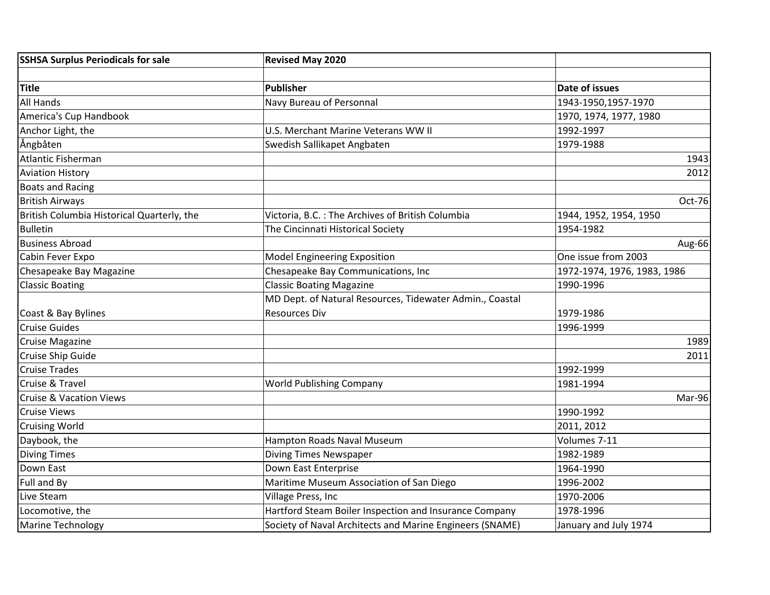| SSHSA Surplus Periodicals for sale | Revised May 2020 | |
|---|---|---|
| | | |
| **Title** | **Publisher** | **Date of issues** |
| All Hands | Navy Bureau of Personnal | 1943-1950,1957-1970 |
| America's Cup Handbook | | 1970, 1974, 1977, 1980 |
| Anchor Light, the | U.S. Merchant Marine Veterans WW II | 1992-1997 |
| Ångbåten | Swedish Sallikapet Angbaten | 1979-1988 |
| Atlantic Fisherman | | 1943 |
| Aviation History | | 2012 |
| Boats and Racing | | |
| British Airways | | Oct-76 |
| British Columbia Historical Quarterly, the | Victoria, B.C. : The Archives of British Columbia | 1944, 1952, 1954, 1950 |
| Bulletin | The Cincinnati Historical Society | 1954-1982 |
| Business Abroad | | Aug-66 |
| Cabin Fever Expo | Model Engineering Exposition | One issue from 2003 |
| Chesapeake Bay Magazine | Chesapeake Bay Communications, Inc | 1972-1974, 1976, 1983, 1986 |
| Classic Boating | Classic Boating Magazine | 1990-1996 |
| Coast & Bay Bylines | MD Dept. of Natural Resources, Tidewater Admin., Coastal Resources Div | 1979-1986 |
| Cruise Guides | | 1996-1999 |
| Cruise Magazine | | 1989 |
| Cruise Ship Guide | | 2011 |
| Cruise Trades | | 1992-1999 |
| Cruise & Travel | World Publishing Company | 1981-1994 |
| Cruise & Vacation Views | | Mar-96 |
| Cruise Views | | 1990-1992 |
| Cruising World | | 2011, 2012 |
| Daybook, the | Hampton Roads Naval Museum | Volumes 7-11 |
| Diving Times | Diving Times Newspaper | 1982-1989 |
| Down East | Down East Enterprise | 1964-1990 |
| Full and By | Maritime Museum Association of San Diego | 1996-2002 |
| Live Steam | Village Press, Inc | 1970-2006 |
| Locomotive, the | Hartford Steam Boiler Inspection and Insurance Company | 1978-1996 |
| Marine Technology | Society of Naval Architects and Marine Engineers (SNAME) | January and July 1974 |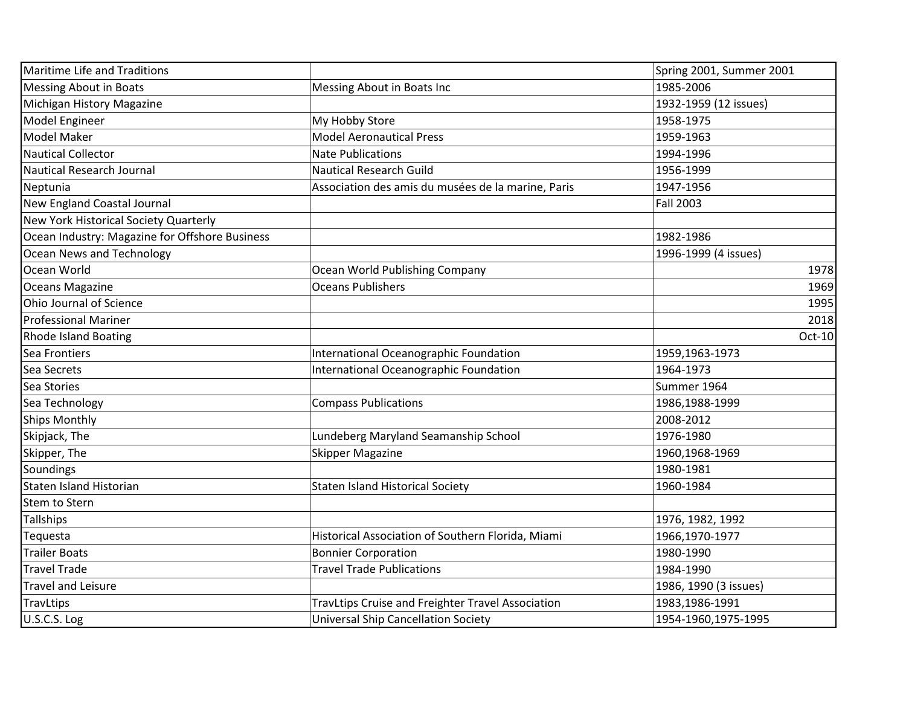| | | |
|---|---|---|
| Maritime Life and Traditions | | Spring 2001, Summer 2001 |
| Messing About in Boats | Messing About in Boats Inc | 1985-2006 |
| Michigan History Magazine | | 1932-1959 (12 issues) |
| Model Engineer | My Hobby Store | 1958-1975 |
| Model Maker | Model Aeronautical Press | 1959-1963 |
| Nautical Collector | Nate Publications | 1994-1996 |
| Nautical Research Journal | Nautical Research Guild | 1956-1999 |
| Neptunia | Association des amis du musées de la marine, Paris | 1947-1956 |
| New England Coastal Journal | | Fall 2003 |
| New York Historical Society Quarterly | | |
| Ocean Industry: Magazine for Offshore Business | | 1982-1986 |
| Ocean News and Technology | | 1996-1999 (4 issues) |
| Ocean World | Ocean World Publishing Company | 1978 |
| Oceans Magazine | Oceans Publishers | 1969 |
| Ohio Journal of Science | | 1995 |
| Professional Mariner | | 2018 |
| Rhode Island Boating | | Oct-10 |
| Sea Frontiers | International Oceanographic Foundation | 1959,1963-1973 |
| Sea Secrets | International Oceanographic Foundation | 1964-1973 |
| Sea Stories | | Summer 1964 |
| Sea Technology | Compass Publications | 1986,1988-1999 |
| Ships Monthly | | 2008-2012 |
| Skipjack, The | Lundeberg Maryland Seamanship School | 1976-1980 |
| Skipper, The | Skipper Magazine | 1960,1968-1969 |
| Soundings | | 1980-1981 |
| Staten Island Historian | Staten Island Historical Society | 1960-1984 |
| Stem to Stern | | |
| Tallships | | 1976, 1982, 1992 |
| Tequesta | Historical Association of Southern Florida, Miami | 1966,1970-1977 |
| Trailer Boats | Bonnier Corporation | 1980-1990 |
| Travel Trade | Travel Trade Publications | 1984-1990 |
| Travel and Leisure | | 1986, 1990 (3 issues) |
| TravLtips | TravLtips Cruise and Freighter Travel Association | 1983,1986-1991 |
| U.S.C.S. Log | Universal Ship Cancellation Society | 1954-1960,1975-1995 |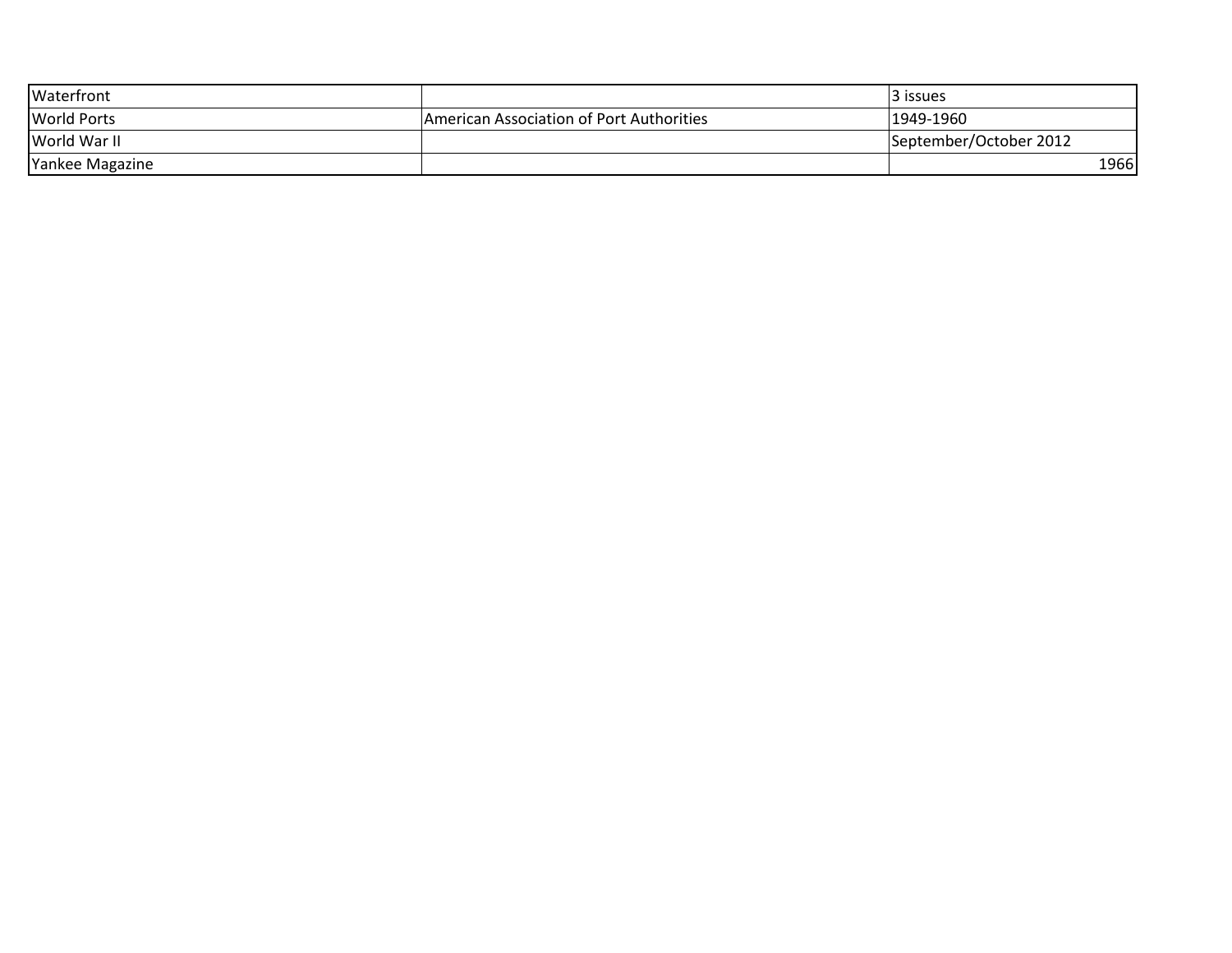| | | |
|---|---|---|
| Waterfront | | 3 issues |
| World Ports | American Association of Port Authorities | 1949-1960 |
| World War II | | September/October 2012 |
| Yankee Magazine | | 1966 |